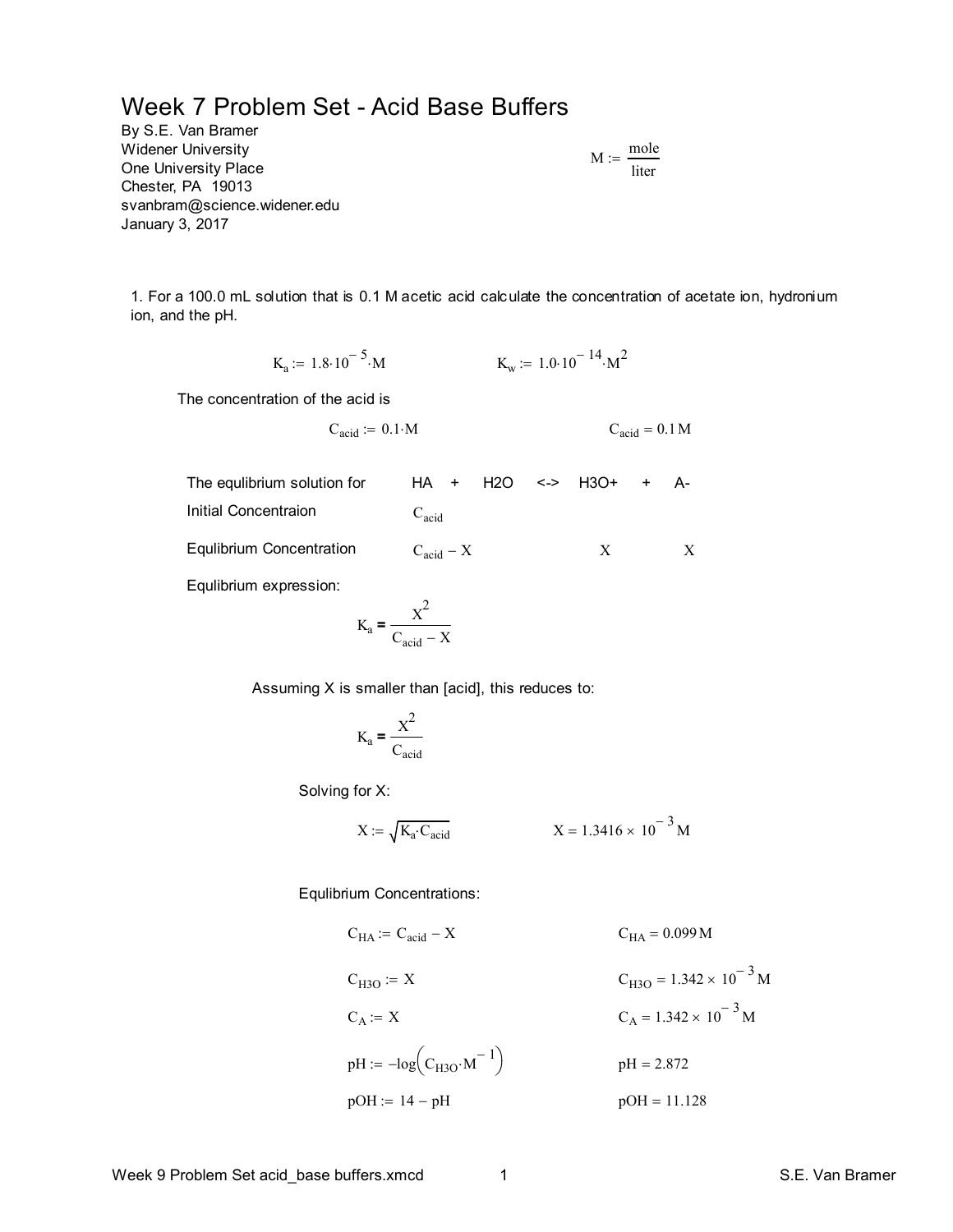# Week 7 Problem Set - Acid Base Buffers

By S.E. Van Bramer
Widener University
One University Place
Chester, PA 19013
svanbram@science.widener.edu
January 3, 2017

$$M := \frac{mole}{liter}$$

1. For a 100.0 mL solution that is 0.1 M acetic acid calculate the concentration of acetate ion, hydronium ion, and the pH.

$$K_a := 1.8 \cdot 10^{-5} \cdot M \qquad K_w := 1.0 \cdot 10^{-14} \cdot M^2$$

The concentration of the acid is

$$C_{acid} := 0.1 \cdot M \qquad C_{acid} = 0.1\,M$$

| The equlibrium solution for | HA | + | H2O | <-> | H3O+ | + | A- |
|---|---|---|---|---|---|---|---|
| Initial Concentraion | $C_{acid}$ | | | | | | |
| Equlibrium Concentration | $C_{acid} - X$ | | | | $X$ | | $X$ |

Equlibrium expression:

$$K_a = \frac{X^2}{C_{acid} - X}$$

Assuming X is smaller than [acid], this reduces to:

$$K_a = \frac{X^2}{C_{acid}}$$

Solving for X:

$$X := \sqrt{K_a \cdot C_{acid}} \qquad X = 1.3416 \times 10^{-3}\,M$$

Equlibrium Concentrations:

$$C_{HA} := C_{acid} - X \qquad C_{HA} = 0.099\,M$$

$$C_{H3O} := X \qquad C_{H3O} = 1.342 \times 10^{-3}\,M$$

$$C_A := X \qquad C_A = 1.342 \times 10^{-3}\,M$$

$$pH := -\log\left(C_{H3O} \cdot M^{-1}\right) \qquad pH = 2.872$$

$$pOH := 14 - pH \qquad pOH = 11.128$$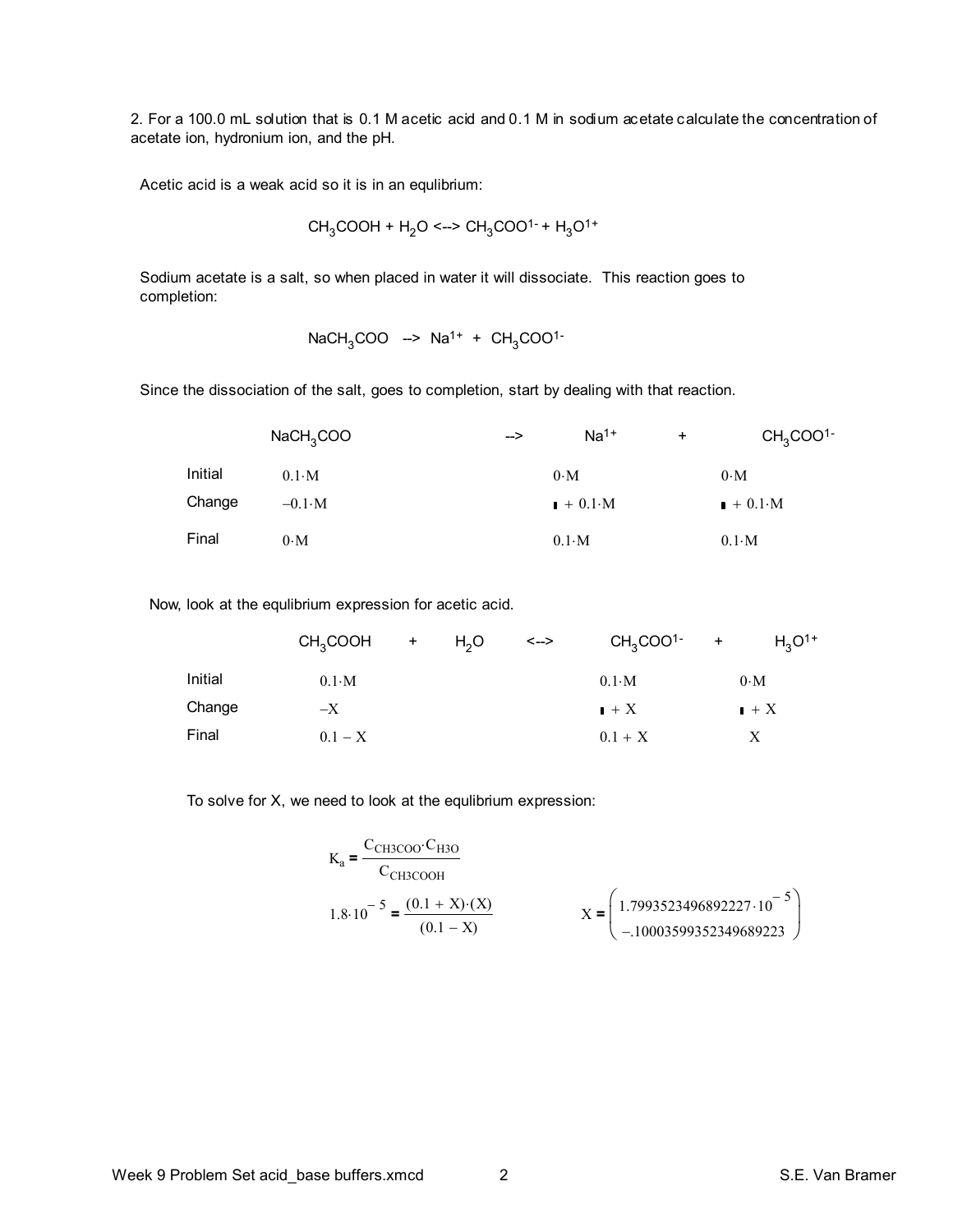2. For a 100.0 mL solution that is 0.1 M acetic acid and 0.1 M in sodium acetate calculate the concentration of acetate ion, hydronium ion, and the pH.

Acetic acid is a weak acid so it is in an equlibrium:

$$CH_3COOH + H_2O \longleftrightarrow CH_3COO^{1-} + H_3O^{1+}$$

Sodium acetate is a salt, so when placed in water it will dissociate. This reaction goes to completion:

$$NaCH_3COO \longrightarrow Na^{1+} + CH_3COO^{1-}$$

Since the dissociation of the salt, goes to completion, start by dealing with that reaction.

| | $NaCH_3COO$ | --> | $Na^{1+}$ | + | $CH_3COO^{1-}$ |
|---|---|---|---|---|---|
| Initial | $0.1 \cdot M$ | | $0 \cdot M$ | | $0 \cdot M$ |
| Change | $-0.1 \cdot M$ | | $+ 0.1 \cdot M$ | | $+ 0.1 \cdot M$ |
| Final | $0 \cdot M$ | | $0.1 \cdot M$ | | $0.1 \cdot M$ |

Now, look at the equlibrium expression for acetic acid.

| | $CH_3COOH$ | + | $H_2O$ | <--> | $CH_3COO^{1-}$ | + | $H_3O^{1+}$ |
|---|---|---|---|---|---|---|---|
| Initial | $0.1 \cdot M$ | | | | $0.1 \cdot M$ | | $0 \cdot M$ |
| Change | $-X$ | | | | $+ X$ | | $+ X$ |
| Final | $0.1 - X$ | | | | $0.1 + X$ | | $X$ |

To solve for X, we need to look at the equlibrium expression:

$$K_a = \frac{C_{CH3COO} \cdot C_{H3O}}{C_{CH3COOH}}$$

$$1.8 \cdot 10^{-5} = \frac{(0.1 + X) \cdot (X)}{(0.1 - X)} \qquad X = \begin{pmatrix} 1.7993523496892227 \cdot 10^{-5} \\ -.10003599352349689223 \end{pmatrix}$$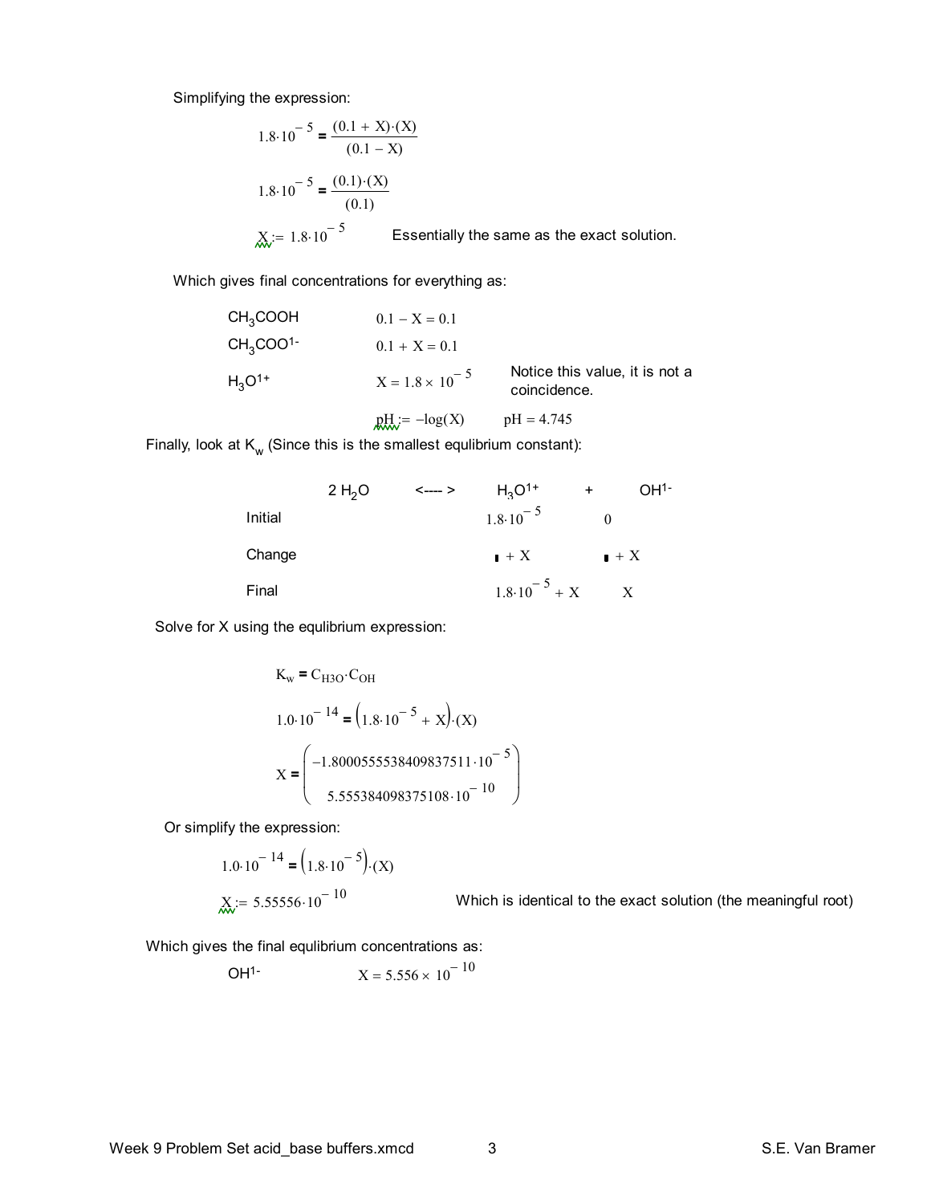Simplifying the expression:

$$1.8 \cdot 10^{-5} = \frac{(0.1 + X) \cdot (X)}{(0.1 - X)}$$

$$1.8 \cdot 10^{-5} = \frac{(0.1) \cdot (X)}{(0.1)}$$

$X := 1.8 \cdot 10^{-5}$ Essentially the same as the exact solution.

Which gives final concentrations for everything as:

| | | |
|---|---|---|
| $CH_3COOH$ | $0.1 - X = 0.1$ | |
| $CH_3COO^{1-}$ | $0.1 + X = 0.1$ | |
| $H_3O^{1+}$ | $X = 1.8 \times 10^{-5}$ | Notice this value, it is not a coincidence. |
| | $pH := -\log(X)$ $\quad pH = 4.745$ | |

Finally, look at $K_w$ (Since this is the smallest equlibrium constant):

| | $2\ H_2O$ | <---- > | $H_3O^{1+}$ | + | $OH^{1-}$ |
|---|---|---|---|---|---|
| Initial | | | $1.8 \cdot 10^{-5}$ | | $0$ |
| Change | | | $+ X$ | | $+ X$ |
| Final | | | $1.8 \cdot 10^{-5} + X$ | | $X$ |

Solve for X using the equlibrium expression:

$$K_w = C_{H3O} \cdot C_{OH}$$

$$1.0 \cdot 10^{-14} = \left(1.8 \cdot 10^{-5} + X\right) \cdot (X)$$

$$X = \begin{pmatrix} -1.8000055538409837511 \cdot 10^{-5} \\ 5.555384098375108 \cdot 10^{-10} \end{pmatrix}$$

Or simplify the expression:

$$1.0 \cdot 10^{-14} = \left(1.8 \cdot 10^{-5}\right) \cdot (X)$$

$X := 5.55556 \cdot 10^{-10}$ Which is identical to the exact solution (the meaningful root)

Which gives the final equlibrium concentrations as:

$OH^{1-}$ $\quad X = 5.556 \times 10^{-10}$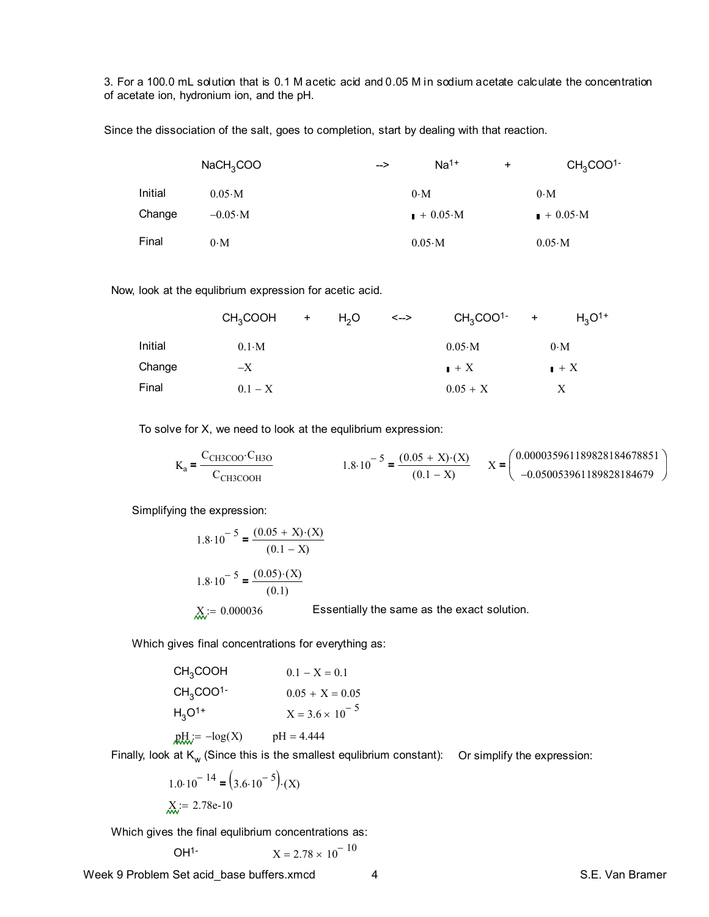3. For a 100.0 mL solution that is 0.1 M acetic acid and 0.05 M in sodium acetate calculate the concentration of acetate ion, hydronium ion, and the pH.

Since the dissociation of the salt, goes to completion, start by dealing with that reaction.

| | $NaCH_3COO$ | --> | $Na^{1+}$ | + | $CH_3COO^{1-}$ |
|---|---|---|---|---|---|
| Initial | $0.05 \cdot M$ | | $0 \cdot M$ | | $0 \cdot M$ |
| Change | $-0.05 \cdot M$ | | $+ 0.05 \cdot M$ | | $+ 0.05 \cdot M$ |
| Final | $0 \cdot M$ | | $0.05 \cdot M$ | | $0.05 \cdot M$ |

Now, look at the equlibrium expression for acetic acid.

| | $CH_3COOH$ | + | $H_2O$ | <--> | $CH_3COO^{1-}$ | + | $H_3O^{1+}$ |
|---|---|---|---|---|---|---|---|
| Initial | $0.1 \cdot M$ | | | | $0.05 \cdot M$ | | $0 \cdot M$ |
| Change | $-X$ | | | | $+ X$ | | $+ X$ |
| Final | $0.1 - X$ | | | | $0.05 + X$ | | $X$ |

To solve for X, we need to look at the equlibrium expression:

$$K_a = \frac{C_{CH3COO} \cdot C_{H3O}}{C_{CH3COOH}} \qquad 1.8 \cdot 10^{-5} = \frac{(0.05 + X) \cdot (X)}{(0.1 - X)} \qquad X = \begin{pmatrix} 0.000035961189828184678851 \\ -0.050053961189828184679 \end{pmatrix}$$

Simplifying the expression:

$$1.8 \cdot 10^{-5} = \frac{(0.05 + X) \cdot (X)}{(0.1 - X)}$$

$$1.8 \cdot 10^{-5} = \frac{(0.05) \cdot (X)}{(0.1)}$$

$X := 0.000036$ Essentially the same as the exact solution.

Which gives final concentrations for everything as:

| | |
|---|---|
| $CH_3COOH$ | $0.1 - X = 0.1$ |
| $CH_3COO^{1-}$ | $0.05 + X = 0.05$ |
| $H_3O^{1+}$ | $X = 3.6 \times 10^{-5}$ |

$pH := -\log(X) \qquad pH = 4.444$

Finally, look at $K_w$ (Since this is the smallest equlibrium constant): Or simplify the expression:

$$1.0 \cdot 10^{-14} = \left(3.6 \cdot 10^{-5}\right) \cdot (X)$$

$X := 2.78e\text{-}10$

Which gives the final equlibrium concentrations as:

$OH^{1-}$ $\qquad X = 2.78 \times 10^{-10}$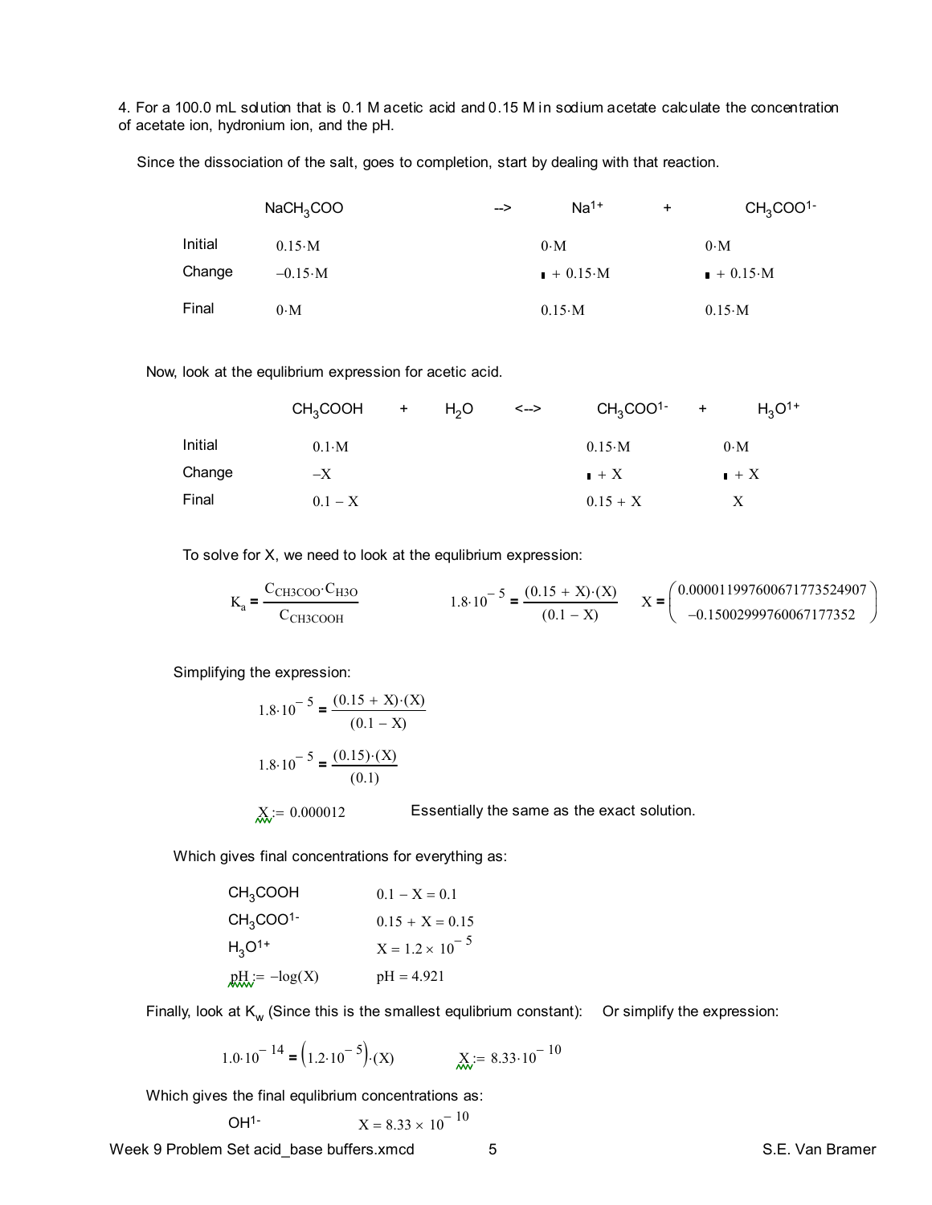4. For a 100.0 mL solution that is 0.1 M acetic acid and 0.15 M in sodium acetate calculate the concentration of acetate ion, hydronium ion, and the pH.

Since the dissociation of the salt, goes to completion, start by dealing with that reaction.

| | $NaCH_3COO$ | --> | $Na^{1+}$ | + | $CH_3COO^{1-}$ |
|---|---|---|---|---|---|
| Initial | $0.15 \cdot M$ | | $0 \cdot M$ | | $0 \cdot M$ |
| Change | $-0.15 \cdot M$ | | $+ 0.15 \cdot M$ | | $+ 0.15 \cdot M$ |
| Final | $0 \cdot M$ | | $0.15 \cdot M$ | | $0.15 \cdot M$ |

Now, look at the equlibrium expression for acetic acid.

| | $CH_3COOH$ | + | $H_2O$ | <--> | $CH_3COO^{1-}$ | + | $H_3O^{1+}$ |
|---|---|---|---|---|---|---|---|
| Initial | $0.1 \cdot M$ | | | | $0.15 \cdot M$ | | $0 \cdot M$ |
| Change | $-X$ | | | | $+ X$ | | $+ X$ |
| Final | $0.1 - X$ | | | | $0.15 + X$ | | $X$ |

To solve for X, we need to look at the equlibrium expression:

$$K_a = \frac{C_{CH3COO} \cdot C_{H3O}}{C_{CH3COOH}} \qquad 1.8 \cdot 10^{-5} = \frac{(0.15 + X) \cdot (X)}{(0.1 - X)} \qquad X = \begin{pmatrix} 0.000011997600671773524907 \\ -0.15002999760067177352 \end{pmatrix}$$

Simplifying the expression:

$$1.8 \cdot 10^{-5} = \frac{(0.15 + X) \cdot (X)}{(0.1 - X)}$$

$$1.8 \cdot 10^{-5} = \frac{(0.15) \cdot (X)}{(0.1)}$$

$X := 0.000012$ Essentially the same as the exact solution.

Which gives final concentrations for everything as:

| | |
|---|---|
| $CH_3COOH$ | $0.1 - X = 0.1$ |
| $CH_3COO^{1-}$ | $0.15 + X = 0.15$ |
| $H_3O^{1+}$ | $X = 1.2 \times 10^{-5}$ |
| $pH := -\log(X)$ | $pH = 4.921$ |

Finally, look at $K_w$ (Since this is the smallest equlibrium constant): Or simplify the expression:

$$1.0 \cdot 10^{-14} = \left(1.2 \cdot 10^{-5}\right) \cdot (X) \qquad X := 8.33 \cdot 10^{-10}$$

Which gives the final equlibrium concentrations as:

$OH^{1-}$ $\quad X = 8.33 \times 10^{-10}$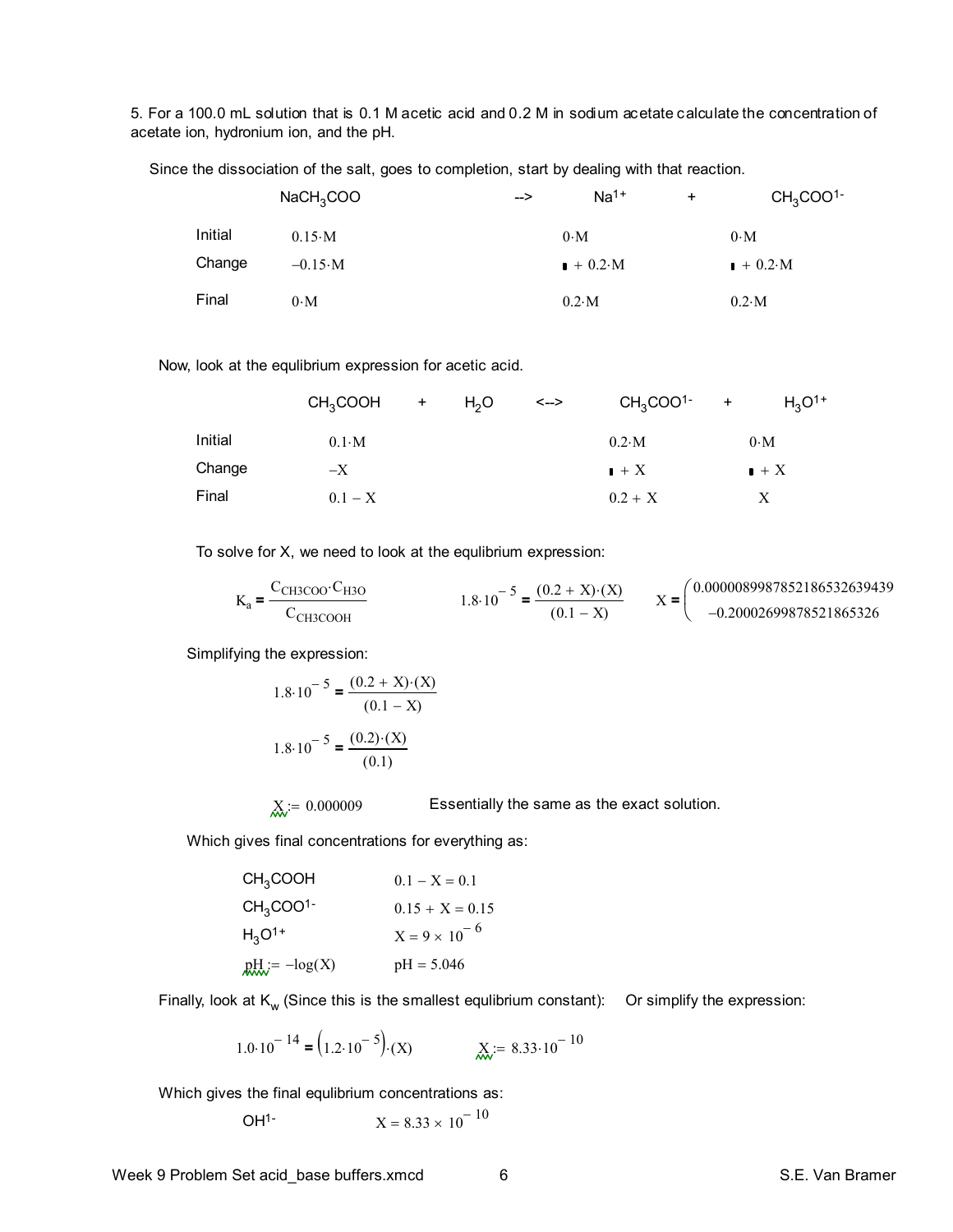5. For a 100.0 mL solution that is 0.1 M acetic acid and 0.2 M in sodium acetate calculate the concentration of acetate ion, hydronium ion, and the pH.

Since the dissociation of the salt, goes to completion, start by dealing with that reaction.

| | $NaCH_3COO$ | --> | $Na^{1+}$ | + | $CH_3COO^{1-}$ |
|---|---|---|---|---|---|
| Initial | $0.15 \cdot M$ | | $0 \cdot M$ | | $0 \cdot M$ |
| Change | $-0.15 \cdot M$ | | $+ 0.2 \cdot M$ | | $+ 0.2 \cdot M$ |
| Final | $0 \cdot M$ | | $0.2 \cdot M$ | | $0.2 \cdot M$ |

Now, look at the equlibrium expression for acetic acid.

| | $CH_3COOH$ | + | $H_2O$ | <--> | $CH_3COO^{1-}$ | + | $H_3O^{1+}$ |
|---|---|---|---|---|---|---|---|
| Initial | $0.1 \cdot M$ | | | | $0.2 \cdot M$ | | $0 \cdot M$ |
| Change | $-X$ | | | | $+ X$ | | $+ X$ |
| Final | $0.1 - X$ | | | | $0.2 + X$ | | $X$ |

To solve for X, we need to look at the equlibrium expression:

$$K_a = \frac{C_{CH3COO} \cdot C_{H3O}}{C_{CH3COOH}} \qquad 1.8 \cdot 10^{-5} = \frac{(0.2 + X) \cdot (X)}{(0.1 - X)} \qquad X = \begin{pmatrix} 0.0000089987852186532639439 \\ -0.20002699878521865326 \end{pmatrix}$$

Simplifying the expression:

$$1.8 \cdot 10^{-5} = \frac{(0.2 + X) \cdot (X)}{(0.1 - X)}$$

$$1.8 \cdot 10^{-5} = \frac{(0.2) \cdot (X)}{(0.1)}$$

$X := 0.000009$ Essentially the same as the exact solution.

Which gives final concentrations for everything as:

| | |
|---|---|
| $CH_3COOH$ | $0.1 - X = 0.1$ |
| $CH_3COO^{1-}$ | $0.15 + X = 0.15$ |
| $H_3O^{1+}$ | $X = 9 \times 10^{-6}$ |
| $pH := -\log(X)$ | $pH = 5.046$ |

Finally, look at $K_w$ (Since this is the smallest equlibrium constant): Or simplify the expression:

$$1.0 \cdot 10^{-14} = \left(1.2 \cdot 10^{-5}\right) \cdot (X) \qquad X := 8.33 \cdot 10^{-10}$$

Which gives the final equlibrium concentrations as:

$OH^{1-}$ $\quad X = 8.33 \times 10^{-10}$